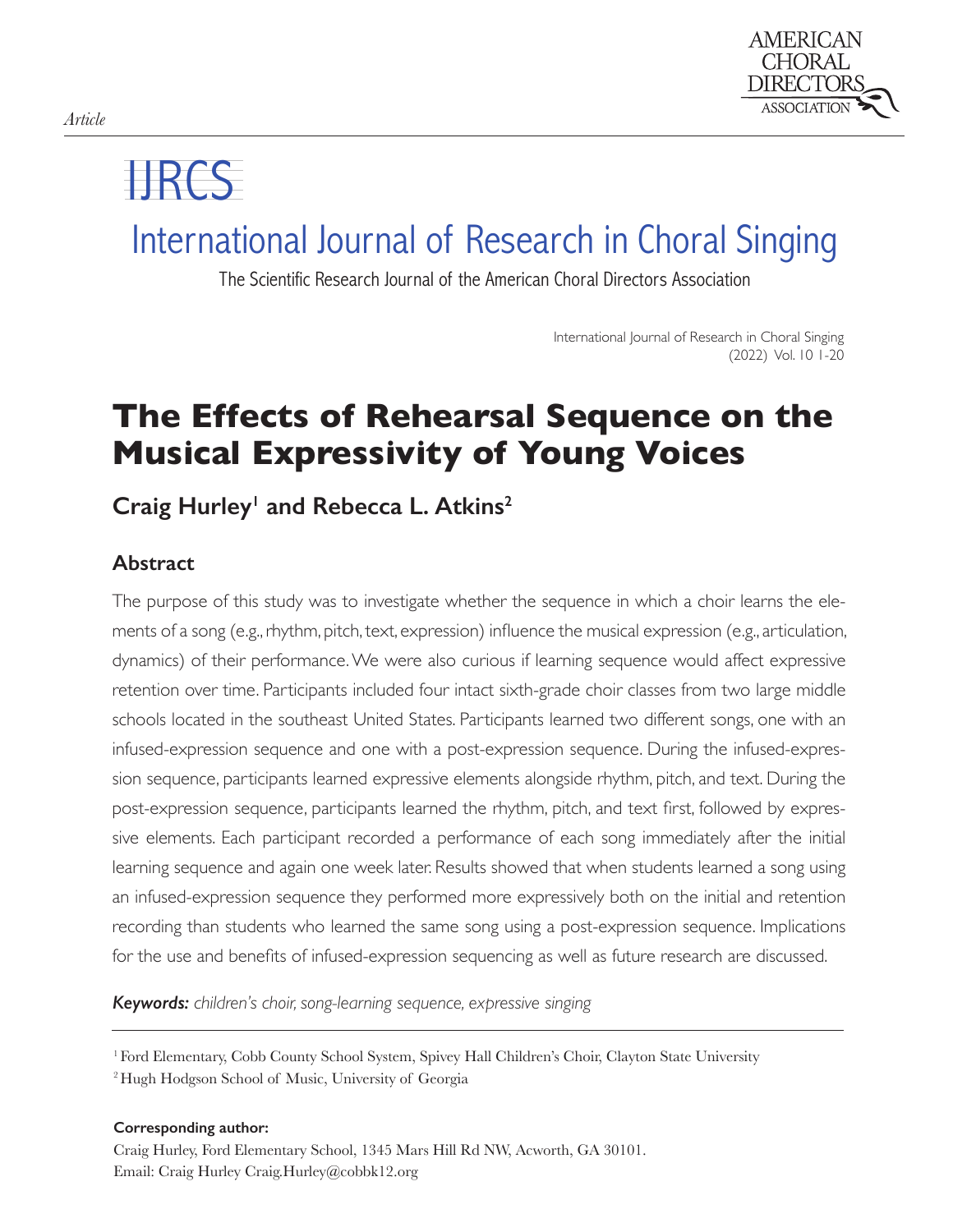*Article*

# IJRCS

## International Journal of Research in Choral Singing

The Scientific Research Journal of the American Choral Directors Association

# The Effects of Rehearsal Sequence on the Musical Expressivity of Young Voices

**Craig Hurley[1] and Rebecca L. Atkins[2]**

## Abstract

The purpose of this study was to investigate whether the sequence in which a choir learns the elements of a song (e.g., rhythm, pitch, text, expression) influence the musical expression (e.g., articulation, dynamics) of their performance. We were also curious if learning sequence would affect expressive retention over time. Participants included four intact sixth-grade choir classes from two large middle schools located in the southeast United States. Participants learned two different songs, one with an infused-expression sequence and one with a post-expression sequence. During the infused-expression sequence, participants learned expressive elements alongside rhythm, pitch, and text. During the post-expression sequence, participants learned the rhythm, pitch, and text first, followed by expressive elements. Each participant recorded a performance of each song immediately after the initial learning sequence and again one week later. Results showed that when students learned a song using an infused-expression sequence they performed more expressively both on the initial and retention recording than students who learned the same song using a post-expression sequence. Implications for the use and benefits of infused-expression sequencing as well as future research are discussed.

***Keywords:*** *children's choir, song-learning sequence, expressive singing*

---

[1] Ford Elementary, Cobb County School System, Spivey Hall Children's Choir, Clayton State University

[2] Hugh Hodgson School of Music, University of Georgia

**Corresponding author:**

Craig Hurley, Ford Elementary School, 1345 Mars Hill Rd NW, Acworth, GA 30101.
Email: Craig Hurley Craig.Hurley@cobbk12.org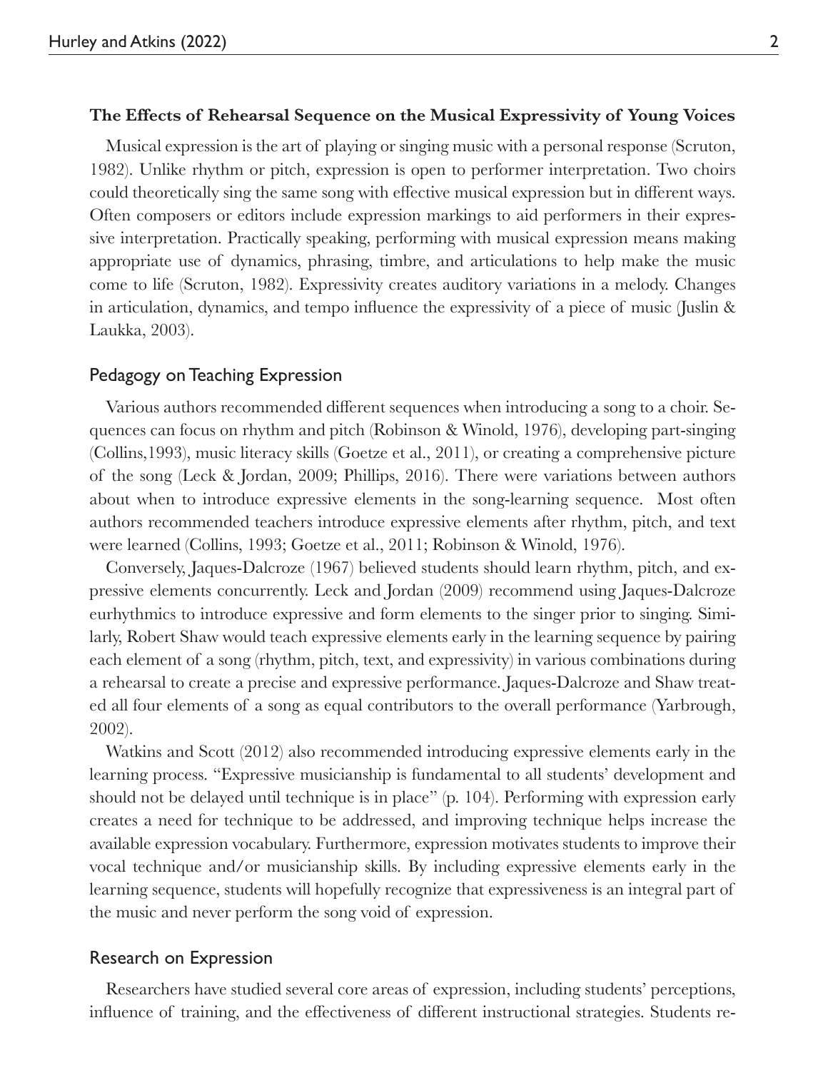## The Effects of Rehearsal Sequence on the Musical Expressivity of Young Voices

Musical expression is the art of playing or singing music with a personal response (Scruton, 1982). Unlike rhythm or pitch, expression is open to performer interpretation. Two choirs could theoretically sing the same song with effective musical expression but in different ways. Often composers or editors include expression markings to aid performers in their expressive interpretation. Practically speaking, performing with musical expression means making appropriate use of dynamics, phrasing, timbre, and articulations to help make the music come to life (Scruton, 1982). Expressivity creates auditory variations in a melody. Changes in articulation, dynamics, and tempo influence the expressivity of a piece of music (Juslin & Laukka, 2003).

### Pedagogy on Teaching Expression

Various authors recommended different sequences when introducing a song to a choir. Sequences can focus on rhythm and pitch (Robinson & Winold, 1976), developing part-singing (Collins,1993), music literacy skills (Goetze et al., 2011), or creating a comprehensive picture of the song (Leck & Jordan, 2009; Phillips, 2016). There were variations between authors about when to introduce expressive elements in the song-learning sequence. Most often authors recommended teachers introduce expressive elements after rhythm, pitch, and text were learned (Collins, 1993; Goetze et al., 2011; Robinson & Winold, 1976).

Conversely, Jaques-Dalcroze (1967) believed students should learn rhythm, pitch, and expressive elements concurrently. Leck and Jordan (2009) recommend using Jaques-Dalcroze eurhythmics to introduce expressive and form elements to the singer prior to singing. Similarly, Robert Shaw would teach expressive elements early in the learning sequence by pairing each element of a song (rhythm, pitch, text, and expressivity) in various combinations during a rehearsal to create a precise and expressive performance. Jaques-Dalcroze and Shaw treated all four elements of a song as equal contributors to the overall performance (Yarbrough, 2002).

Watkins and Scott (2012) also recommended introducing expressive elements early in the learning process. "Expressive musicianship is fundamental to all students' development and should not be delayed until technique is in place" (p. 104). Performing with expression early creates a need for technique to be addressed, and improving technique helps increase the available expression vocabulary. Furthermore, expression motivates students to improve their vocal technique and/or musicianship skills. By including expressive elements early in the learning sequence, students will hopefully recognize that expressiveness is an integral part of the music and never perform the song void of expression.

### Research on Expression

Researchers have studied several core areas of expression, including students' perceptions, influence of training, and the effectiveness of different instructional strategies. Students re-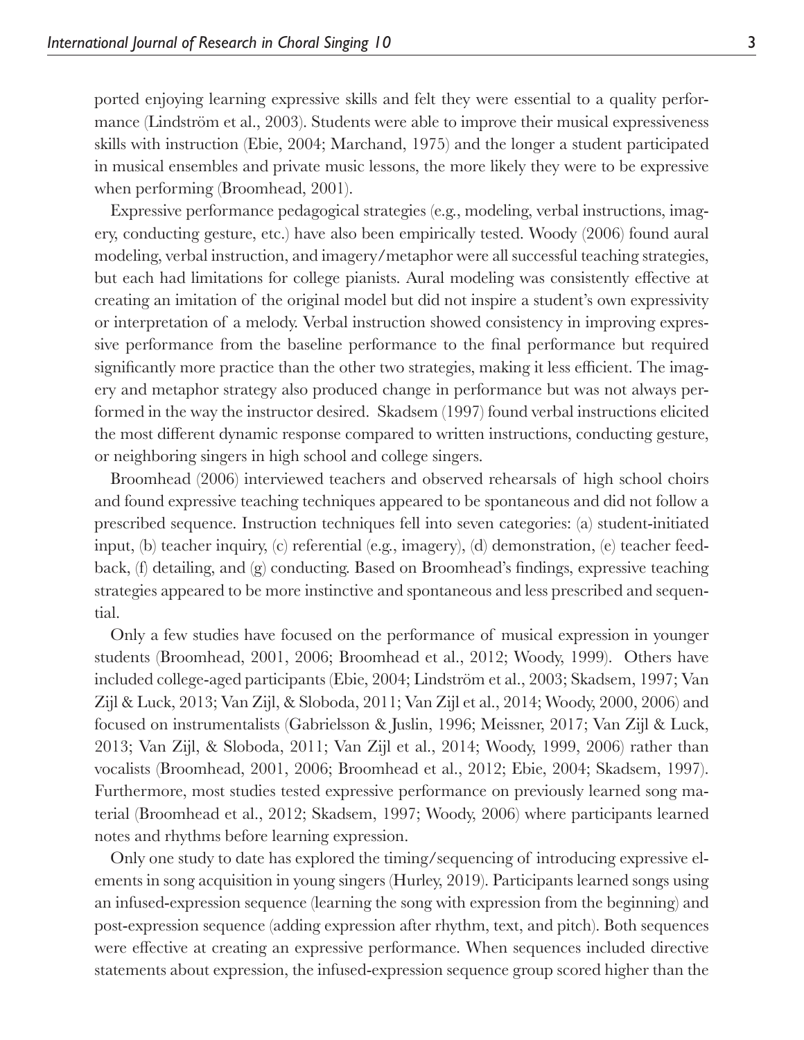ported enjoying learning expressive skills and felt they were essential to a quality performance (Lindström et al., 2003). Students were able to improve their musical expressiveness skills with instruction (Ebie, 2004; Marchand, 1975) and the longer a student participated in musical ensembles and private music lessons, the more likely they were to be expressive when performing (Broomhead, 2001).

Expressive performance pedagogical strategies (e.g., modeling, verbal instructions, imagery, conducting gesture, etc.) have also been empirically tested. Woody (2006) found aural modeling, verbal instruction, and imagery/metaphor were all successful teaching strategies, but each had limitations for college pianists. Aural modeling was consistently effective at creating an imitation of the original model but did not inspire a student's own expressivity or interpretation of a melody. Verbal instruction showed consistency in improving expressive performance from the baseline performance to the final performance but required significantly more practice than the other two strategies, making it less efficient. The imagery and metaphor strategy also produced change in performance but was not always performed in the way the instructor desired. Skadsem (1997) found verbal instructions elicited the most different dynamic response compared to written instructions, conducting gesture, or neighboring singers in high school and college singers.

Broomhead (2006) interviewed teachers and observed rehearsals of high school choirs and found expressive teaching techniques appeared to be spontaneous and did not follow a prescribed sequence. Instruction techniques fell into seven categories: (a) student-initiated input, (b) teacher inquiry, (c) referential (e.g., imagery), (d) demonstration, (e) teacher feedback, (f) detailing, and (g) conducting. Based on Broomhead's findings, expressive teaching strategies appeared to be more instinctive and spontaneous and less prescribed and sequential.

Only a few studies have focused on the performance of musical expression in younger students (Broomhead, 2001, 2006; Broomhead et al., 2012; Woody, 1999). Others have included college-aged participants (Ebie, 2004; Lindström et al., 2003; Skadsem, 1997; Van Zijl & Luck, 2013; Van Zijl, & Sloboda, 2011; Van Zijl et al., 2014; Woody, 2000, 2006) and focused on instrumentalists (Gabrielsson & Juslin, 1996; Meissner, 2017; Van Zijl & Luck, 2013; Van Zijl, & Sloboda, 2011; Van Zijl et al., 2014; Woody, 1999, 2006) rather than vocalists (Broomhead, 2001, 2006; Broomhead et al., 2012; Ebie, 2004; Skadsem, 1997). Furthermore, most studies tested expressive performance on previously learned song material (Broomhead et al., 2012; Skadsem, 1997; Woody, 2006) where participants learned notes and rhythms before learning expression.

Only one study to date has explored the timing/sequencing of introducing expressive elements in song acquisition in young singers (Hurley, 2019). Participants learned songs using an infused-expression sequence (learning the song with expression from the beginning) and post-expression sequence (adding expression after rhythm, text, and pitch). Both sequences were effective at creating an expressive performance. When sequences included directive statements about expression, the infused-expression sequence group scored higher than the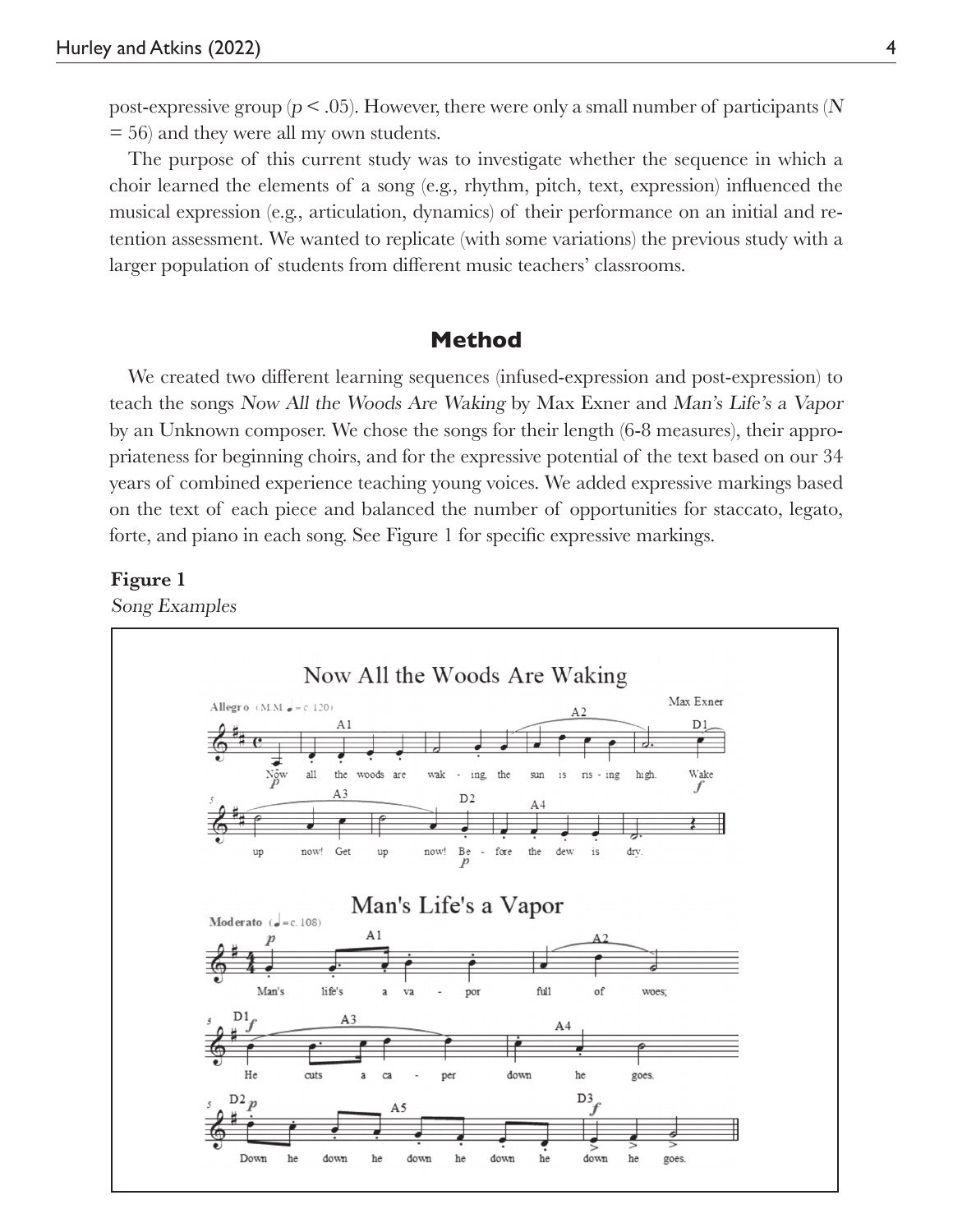post-expressive group ($p < .05$). However, there were only a small number of participants ($N = 56$) and they were all my own students.

The purpose of this current study was to investigate whether the sequence in which a choir learned the elements of a song (e.g., rhythm, pitch, text, expression) influenced the musical expression (e.g., articulation, dynamics) of their performance on an initial and retention assessment. We wanted to replicate (with some variations) the previous study with a larger population of students from different music teachers' classrooms.

## Method

We created two different learning sequences (infused-expression and post-expression) to teach the songs *Now All the Woods Are Waking* by Max Exner and *Man's Life's a Vapor* by an Unknown composer. We chose the songs for their length (6-8 measures), their appropriateness for beginning choirs, and for the expressive potential of the text based on our 34 years of combined experience teaching young voices. We added expressive markings based on the text of each piece and balanced the number of opportunities for staccato, legato, forte, and piano in each song. See Figure 1 for specific expressive markings.

**Figure 1**

*Song Examples*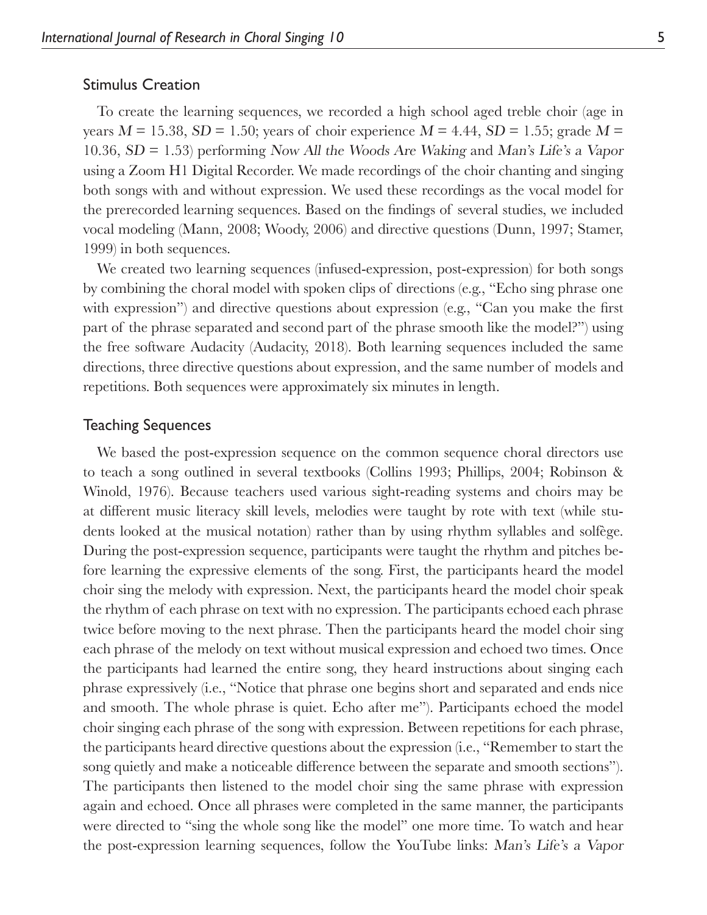## Stimulus Creation

To create the learning sequences, we recorded a high school aged treble choir (age in years $M = 15.38$, $SD = 1.50$; years of choir experience $M = 4.44$, $SD = 1.55$; grade $M = 10.36$, $SD = 1.53$) performing *Now All the Woods Are Waking* and *Man's Life's a Vapor* using a Zoom H1 Digital Recorder. We made recordings of the choir chanting and singing both songs with and without expression. We used these recordings as the vocal model for the prerecorded learning sequences. Based on the findings of several studies, we included vocal modeling (Mann, 2008; Woody, 2006) and directive questions (Dunn, 1997; Stamer, 1999) in both sequences.

We created two learning sequences (infused-expression, post-expression) for both songs by combining the choral model with spoken clips of directions (e.g., "Echo sing phrase one with expression") and directive questions about expression (e.g., "Can you make the first part of the phrase separated and second part of the phrase smooth like the model?") using the free software Audacity (Audacity, 2018). Both learning sequences included the same directions, three directive questions about expression, and the same number of models and repetitions. Both sequences were approximately six minutes in length.

## Teaching Sequences

We based the post-expression sequence on the common sequence choral directors use to teach a song outlined in several textbooks (Collins 1993; Phillips, 2004; Robinson & Winold, 1976). Because teachers used various sight-reading systems and choirs may be at different music literacy skill levels, melodies were taught by rote with text (while students looked at the musical notation) rather than by using rhythm syllables and solfège. During the post-expression sequence, participants were taught the rhythm and pitches before learning the expressive elements of the song. First, the participants heard the model choir sing the melody with expression. Next, the participants heard the model choir speak the rhythm of each phrase on text with no expression. The participants echoed each phrase twice before moving to the next phrase. Then the participants heard the model choir sing each phrase of the melody on text without musical expression and echoed two times. Once the participants had learned the entire song, they heard instructions about singing each phrase expressively (i.e., "Notice that phrase one begins short and separated and ends nice and smooth. The whole phrase is quiet. Echo after me"). Participants echoed the model choir singing each phrase of the song with expression. Between repetitions for each phrase, the participants heard directive questions about the expression (i.e., "Remember to start the song quietly and make a noticeable difference between the separate and smooth sections"). The participants then listened to the model choir sing the same phrase with expression again and echoed. Once all phrases were completed in the same manner, the participants were directed to "sing the whole song like the model" one more time. To watch and hear the post-expression learning sequences, follow the YouTube links: *Man's Life's a Vapor*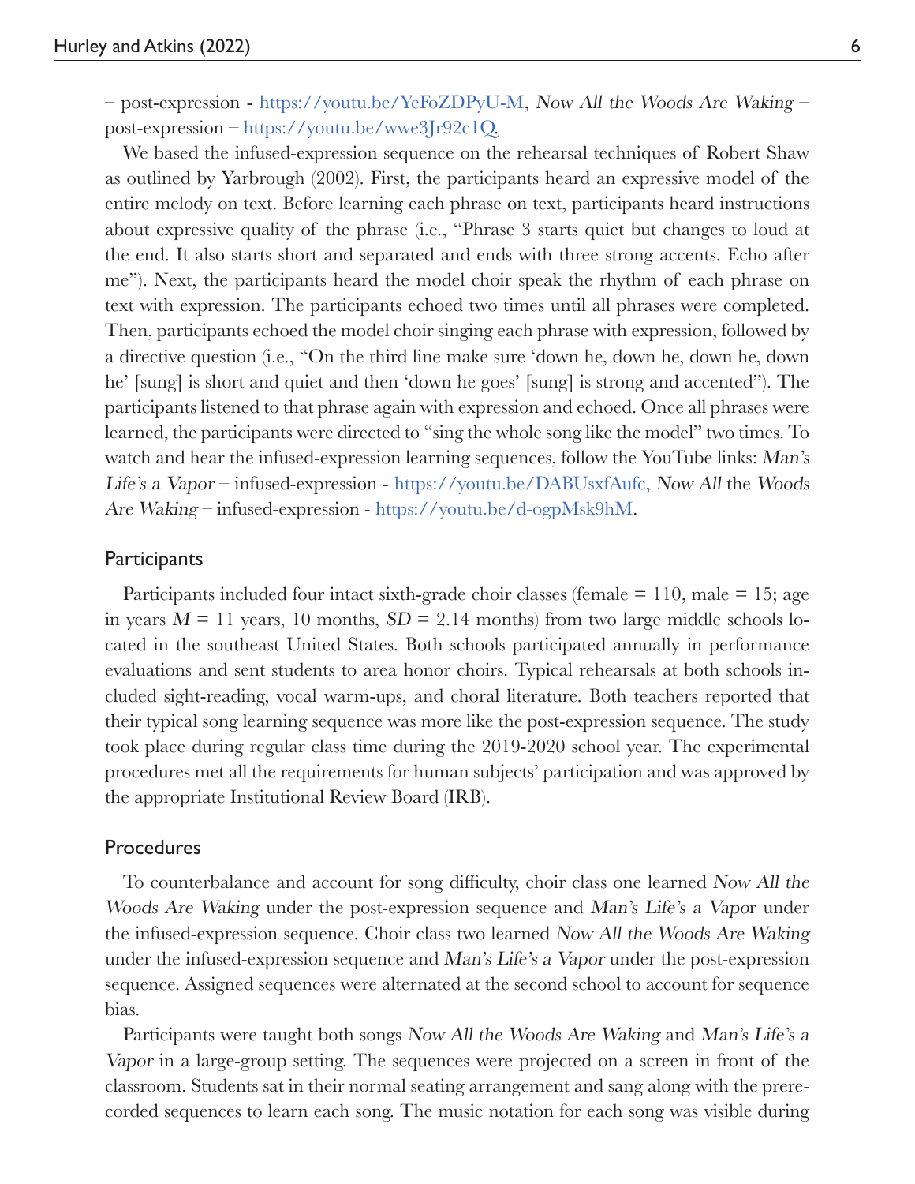– post-expression - https://youtu.be/YeFoZDPyU-M, *Now All the Woods Are Waking* – post-expression – https://youtu.be/wwe3Jr92c1Q.

We based the infused-expression sequence on the rehearsal techniques of Robert Shaw as outlined by Yarbrough (2002). First, the participants heard an expressive model of the entire melody on text. Before learning each phrase on text, participants heard instructions about expressive quality of the phrase (i.e., "Phrase 3 starts quiet but changes to loud at the end. It also starts short and separated and ends with three strong accents. Echo after me"). Next, the participants heard the model choir speak the rhythm of each phrase on text with expression. The participants echoed two times until all phrases were completed. Then, participants echoed the model choir singing each phrase with expression, followed by a directive question (i.e., "On the third line make sure 'down he, down he, down he, down he' [sung] is short and quiet and then 'down he goes' [sung] is strong and accented"). The participants listened to that phrase again with expression and echoed. Once all phrases were learned, the participants were directed to "sing the whole song like the model" two times. To watch and hear the infused-expression learning sequences, follow the YouTube links: *Man's Life's a Vapor* – infused-expression - https://youtu.be/DABUsxfAufc, *Now All* the *Woods Are Waking* – infused-expression - https://youtu.be/d-ogpMsk9hM.

## Participants

Participants included four intact sixth-grade choir classes (female = 110, male = 15; age in years $M$ = 11 years, 10 months, $SD$ = 2.14 months) from two large middle schools located in the southeast United States. Both schools participated annually in performance evaluations and sent students to area honor choirs. Typical rehearsals at both schools included sight-reading, vocal warm-ups, and choral literature. Both teachers reported that their typical song learning sequence was more like the post-expression sequence. The study took place during regular class time during the 2019-2020 school year. The experimental procedures met all the requirements for human subjects' participation and was approved by the appropriate Institutional Review Board (IRB).

## Procedures

To counterbalance and account for song difficulty, choir class one learned *Now All the Woods Are Waking* under the post-expression sequence and *Man's Life's a Vapo*r under the infused-expression sequence. Choir class two learned *Now All the Woods Are Waking* under the infused-expression sequence and *Man's Life's a Vapor* under the post-expression sequence. Assigned sequences were alternated at the second school to account for sequence bias.

Participants were taught both songs *Now All the Woods Are Waking* and *Man's Life's a Vapor* in a large-group setting. The sequences were projected on a screen in front of the classroom. Students sat in their normal seating arrangement and sang along with the prerecorded sequences to learn each song. The music notation for each song was visible during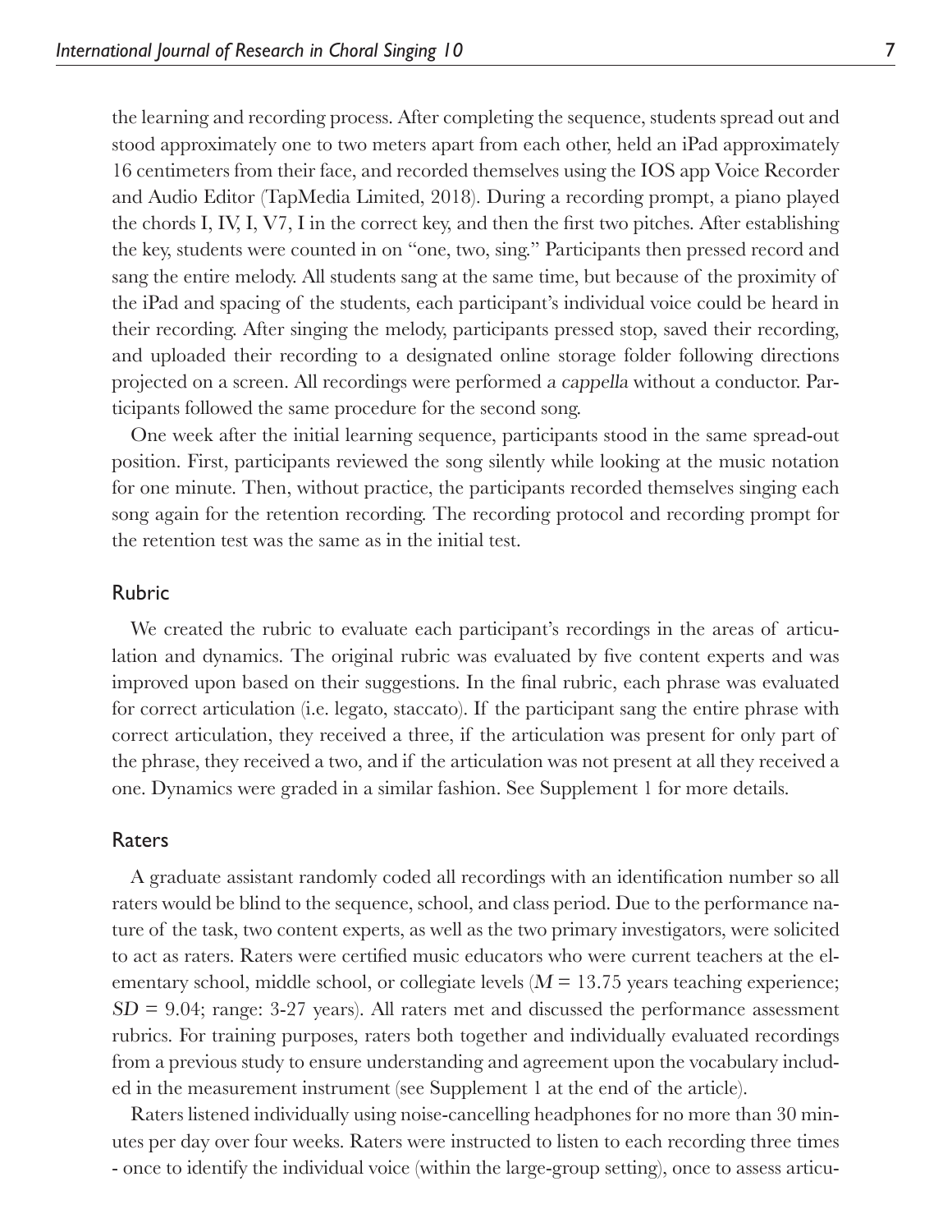the learning and recording process. After completing the sequence, students spread out and stood approximately one to two meters apart from each other, held an iPad approximately 16 centimeters from their face, and recorded themselves using the IOS app Voice Recorder and Audio Editor (TapMedia Limited, 2018). During a recording prompt, a piano played the chords I, IV, I, V7, I in the correct key, and then the first two pitches. After establishing the key, students were counted in on "one, two, sing." Participants then pressed record and sang the entire melody. All students sang at the same time, but because of the proximity of the iPad and spacing of the students, each participant's individual voice could be heard in their recording. After singing the melody, participants pressed stop, saved their recording, and uploaded their recording to a designated online storage folder following directions projected on a screen. All recordings were performed *a cappella* without a conductor. Participants followed the same procedure for the second song.

One week after the initial learning sequence, participants stood in the same spread-out position. First, participants reviewed the song silently while looking at the music notation for one minute. Then, without practice, the participants recorded themselves singing each song again for the retention recording. The recording protocol and recording prompt for the retention test was the same as in the initial test.

## Rubric

We created the rubric to evaluate each participant's recordings in the areas of articulation and dynamics. The original rubric was evaluated by five content experts and was improved upon based on their suggestions. In the final rubric, each phrase was evaluated for correct articulation (i.e. legato, staccato). If the participant sang the entire phrase with correct articulation, they received a three, if the articulation was present for only part of the phrase, they received a two, and if the articulation was not present at all they received a one. Dynamics were graded in a similar fashion. See Supplement 1 for more details.

## Raters

A graduate assistant randomly coded all recordings with an identification number so all raters would be blind to the sequence, school, and class period. Due to the performance nature of the task, two content experts, as well as the two primary investigators, were solicited to act as raters. Raters were certified music educators who were current teachers at the elementary school, middle school, or collegiate levels ($M$ = 13.75 years teaching experience; $SD$ = 9.04; range: 3-27 years). All raters met and discussed the performance assessment rubrics. For training purposes, raters both together and individually evaluated recordings from a previous study to ensure understanding and agreement upon the vocabulary included in the measurement instrument (see Supplement 1 at the end of the article).

Raters listened individually using noise-cancelling headphones for no more than 30 minutes per day over four weeks. Raters were instructed to listen to each recording three times - once to identify the individual voice (within the large-group setting), once to assess articu-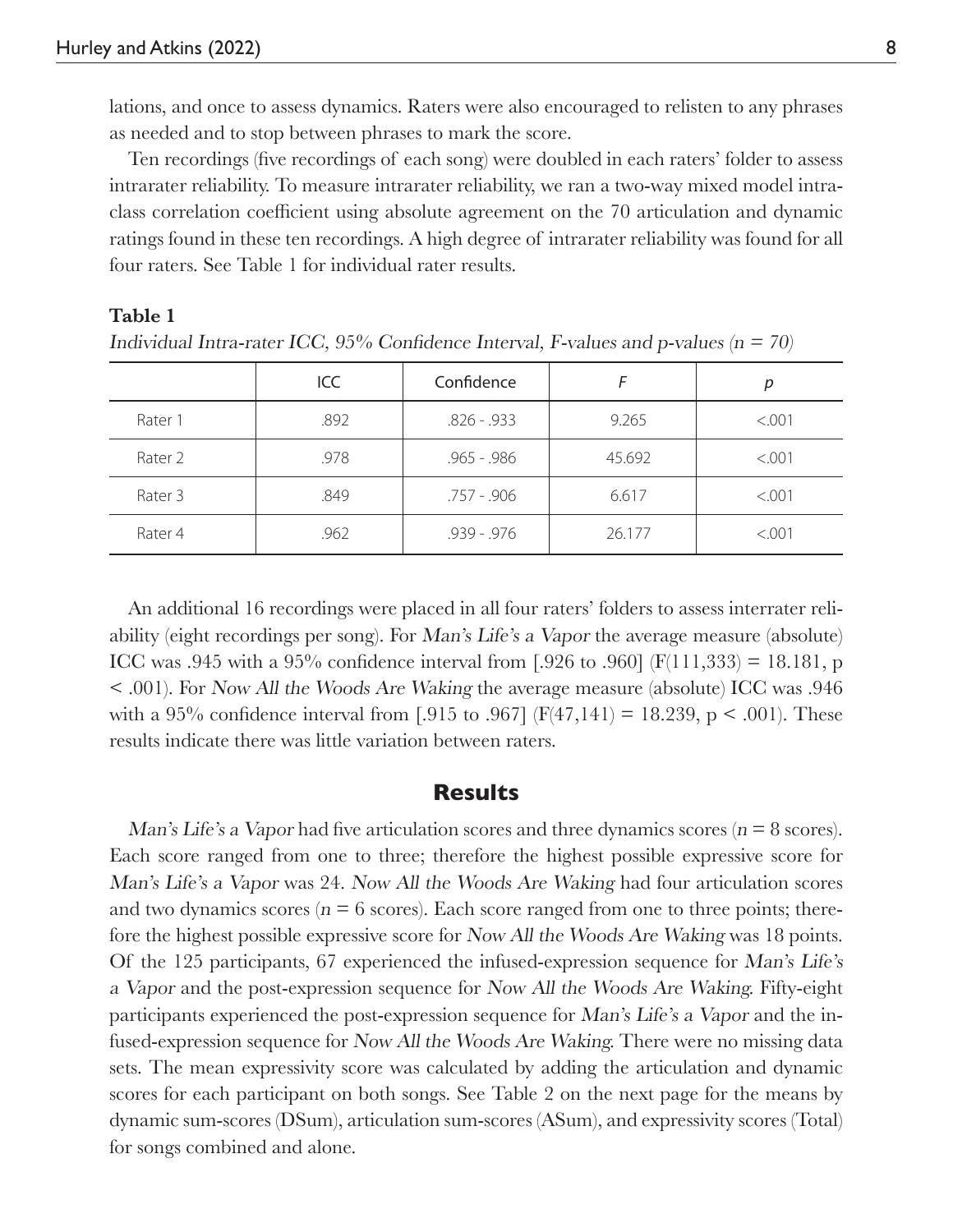lations, and once to assess dynamics. Raters were also encouraged to relisten to any phrases as needed and to stop between phrases to mark the score.

Ten recordings (five recordings of each song) were doubled in each raters' folder to assess intrarater reliability. To measure intrarater reliability, we ran a two-way mixed model intraclass correlation coefficient using absolute agreement on the 70 articulation and dynamic ratings found in these ten recordings. A high degree of intrarater reliability was found for all four raters. See Table 1 for individual rater results.

**Table 1**

*Individual Intra-rater ICC, 95% Confidence Interval, F-values and p-values ($n = 70$)*

| | ICC | Confidence | *F* | *p* |
|---|---|---|---|---|
| Rater 1 | .892 | .826 - .933 | 9.265 | <.001 |
| Rater 2 | .978 | .965 - .986 | 45.692 | <.001 |
| Rater 3 | .849 | .757 - .906 | 6.617 | <.001 |
| Rater 4 | .962 | .939 - .976 | 26.177 | <.001 |

An additional 16 recordings were placed in all four raters' folders to assess interrater reliability (eight recordings per song). For *Man's Life's a Vapor* the average measure (absolute) ICC was .945 with a 95% confidence interval from [.926 to .960] ($F(111,333) = 18.181$, $p < .001$). For *Now All the Woods Are Waking* the average measure (absolute) ICC was .946 with a 95% confidence interval from [.915 to .967] ($F(47,141) = 18.239$, $p < .001$). These results indicate there was little variation between raters.

## Results

*Man's Life's a Vapor* had five articulation scores and three dynamics scores ($n = 8$ scores). Each score ranged from one to three; therefore the highest possible expressive score for *Man's Life's a Vapor* was 24. *Now All the Woods Are Waking* had four articulation scores and two dynamics scores ($n = 6$ scores). Each score ranged from one to three points; therefore the highest possible expressive score for *Now All the Woods Are Waking* was 18 points. Of the 125 participants, 67 experienced the infused-expression sequence for *Man's Life's a Vapor* and the post-expression sequence for *Now All the Woods Are Waking*. Fifty-eight participants experienced the post-expression sequence for *Man's Life's a Vapor* and the infused-expression sequence for *Now All the Woods Are Waking*. There were no missing data sets. The mean expressivity score was calculated by adding the articulation and dynamic scores for each participant on both songs. See Table 2 on the next page for the means by dynamic sum-scores (DSum), articulation sum-scores (ASum), and expressivity scores (Total) for songs combined and alone.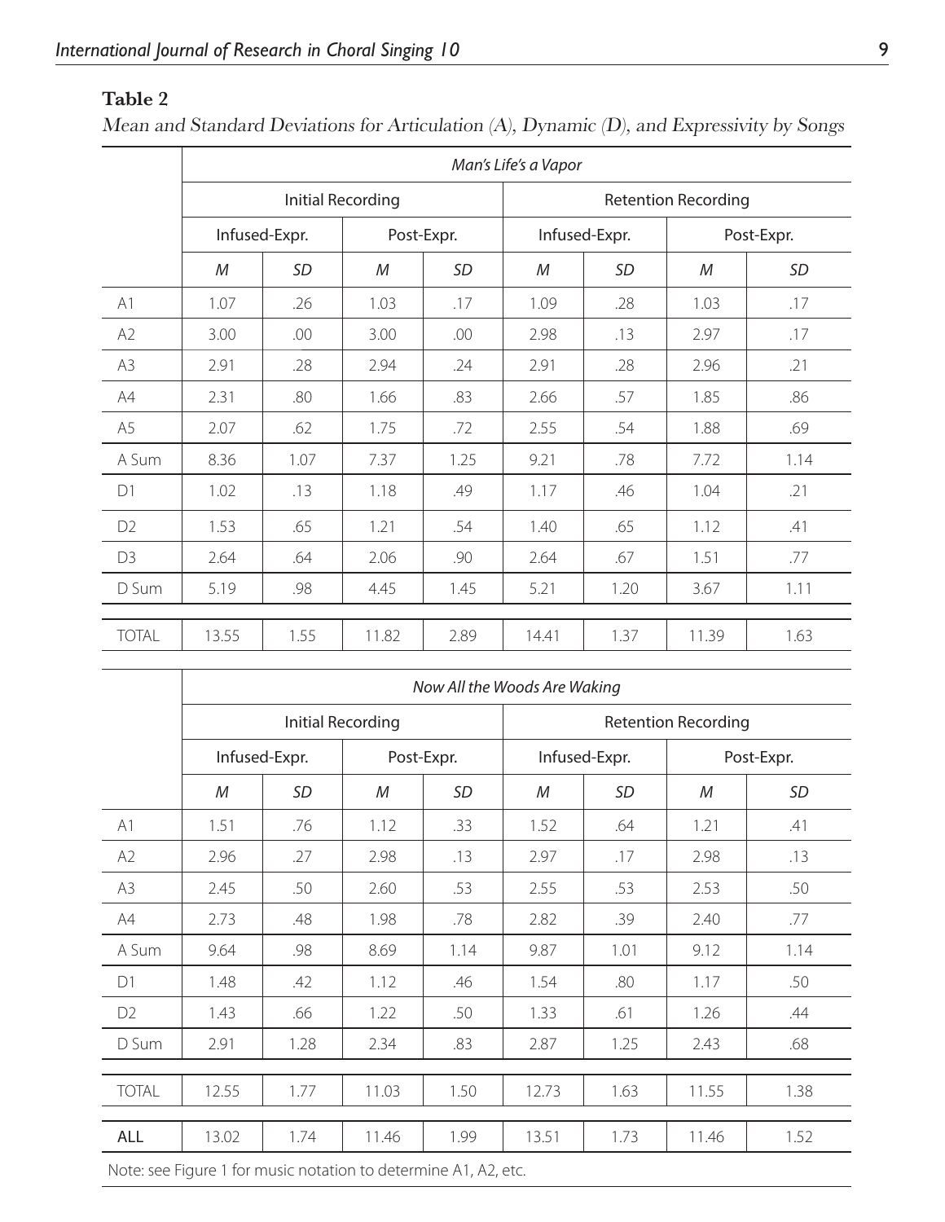**Table 2**

*Mean and Standard Deviations for Articulation (A), Dynamic (D), and Expressivity by Songs*

| | *Man's Life's a Vapor* | | | | | | | |
|---|---|---|---|---|---|---|---|---|
| | Initial Recording | | | | Retention Recording | | | |
| | Infused-Expr. | | Post-Expr. | | Infused-Expr. | | Post-Expr. | |
| | *M* | *SD* | *M* | *SD* | *M* | *SD* | *M* | *SD* |
| A1 | 1.07 | .26 | 1.03 | .17 | 1.09 | .28 | 1.03 | .17 |
| A2 | 3.00 | .00 | 3.00 | .00 | 2.98 | .13 | 2.97 | .17 |
| A3 | 2.91 | .28 | 2.94 | .24 | 2.91 | .28 | 2.96 | .21 |
| A4 | 2.31 | .80 | 1.66 | .83 | 2.66 | .57 | 1.85 | .86 |
| A5 | 2.07 | .62 | 1.75 | .72 | 2.55 | .54 | 1.88 | .69 |
| A Sum | 8.36 | 1.07 | 7.37 | 1.25 | 9.21 | .78 | 7.72 | 1.14 |
| D1 | 1.02 | .13 | 1.18 | .49 | 1.17 | .46 | 1.04 | .21 |
| D2 | 1.53 | .65 | 1.21 | .54 | 1.40 | .65 | 1.12 | .41 |
| D3 | 2.64 | .64 | 2.06 | .90 | 2.64 | .67 | 1.51 | .77 |
| D Sum | 5.19 | .98 | 4.45 | 1.45 | 5.21 | 1.20 | 3.67 | 1.11 |
| TOTAL | 13.55 | 1.55 | 11.82 | 2.89 | 14.41 | 1.37 | 11.39 | 1.63 |

| | *Now All the Woods Are Waking* | | | | | | | |
|---|---|---|---|---|---|---|---|---|
| | Initial Recording | | | | Retention Recording | | | |
| | Infused-Expr. | | Post-Expr. | | Infused-Expr. | | Post-Expr. | |
| | *M* | *SD* | *M* | *SD* | *M* | *SD* | *M* | *SD* |
| A1 | 1.51 | .76 | 1.12 | .33 | 1.52 | .64 | 1.21 | .41 |
| A2 | 2.96 | .27 | 2.98 | .13 | 2.97 | .17 | 2.98 | .13 |
| A3 | 2.45 | .50 | 2.60 | .53 | 2.55 | .53 | 2.53 | .50 |
| A4 | 2.73 | .48 | 1.98 | .78 | 2.82 | .39 | 2.40 | .77 |
| A Sum | 9.64 | .98 | 8.69 | 1.14 | 9.87 | 1.01 | 9.12 | 1.14 |
| D1 | 1.48 | .42 | 1.12 | .46 | 1.54 | .80 | 1.17 | .50 |
| D2 | 1.43 | .66 | 1.22 | .50 | 1.33 | .61 | 1.26 | .44 |
| D Sum | 2.91 | 1.28 | 2.34 | .83 | 2.87 | 1.25 | 2.43 | .68 |
| TOTAL | 12.55 | 1.77 | 11.03 | 1.50 | 12.73 | 1.63 | 11.55 | 1.38 |
| ALL | 13.02 | 1.74 | 11.46 | 1.99 | 13.51 | 1.73 | 11.46 | 1.52 |

Note: see Figure 1 for music notation to determine A1, A2, etc.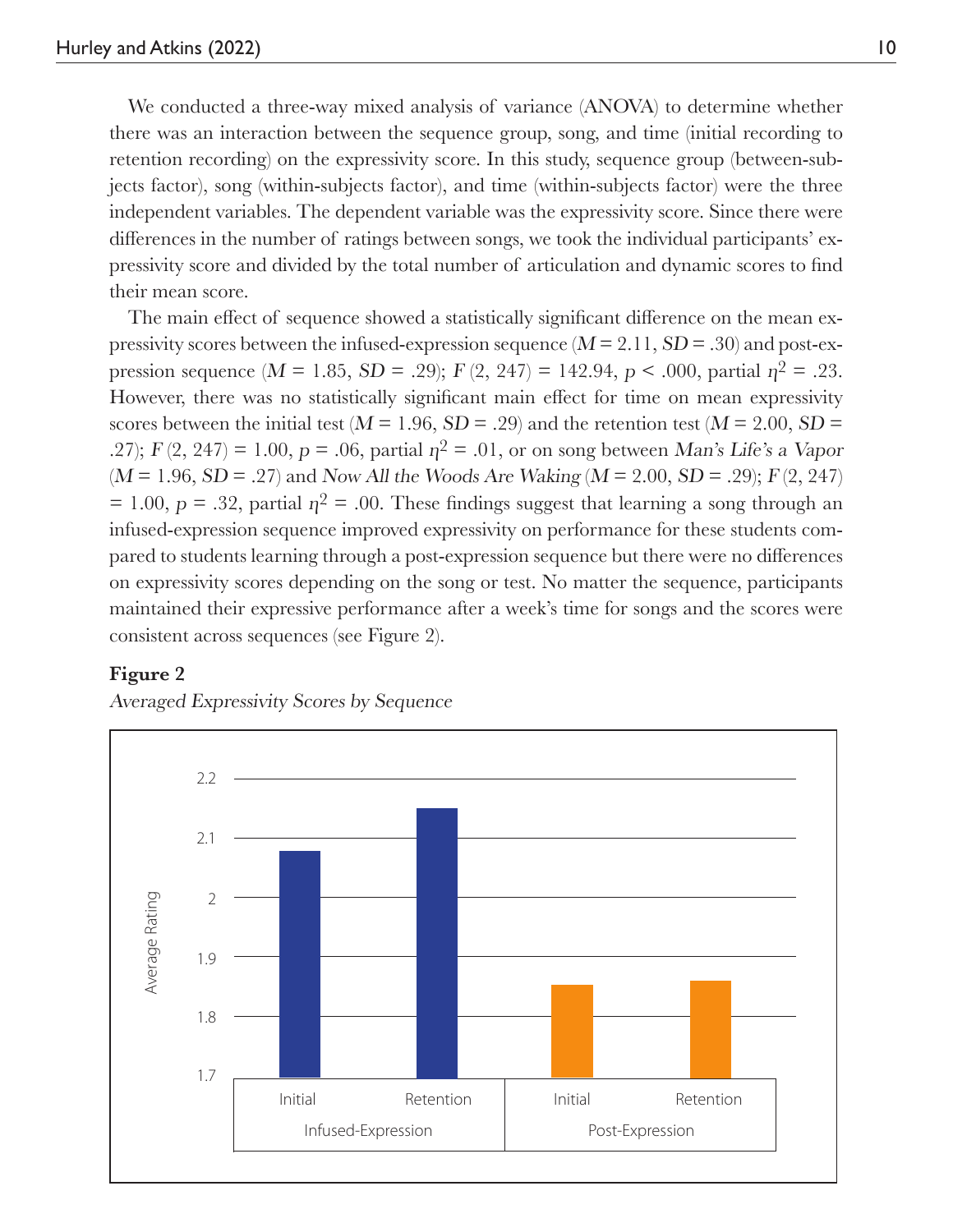We conducted a three-way mixed analysis of variance (ANOVA) to determine whether there was an interaction between the sequence group, song, and time (initial recording to retention recording) on the expressivity score. In this study, sequence group (between-subjects factor), song (within-subjects factor), and time (within-subjects factor) were the three independent variables. The dependent variable was the expressivity score. Since there were differences in the number of ratings between songs, we took the individual participants' expressivity score and divided by the total number of articulation and dynamic scores to find their mean score.

The main effect of sequence showed a statistically significant difference on the mean expressivity scores between the infused-expression sequence ($M = 2.11$, $SD = .30$) and post-expression sequence ($M = 1.85$, $SD = .29$); $F\ (2,\ 247) = 142.94$, $p < .000$, partial $\eta^2 = .23$. However, there was no statistically significant main effect for time on mean expressivity scores between the initial test ($M = 1.96$, $SD = .29$) and the retention test ($M = 2.00$, $SD = .27$); $F\ (2,\ 247) = 1.00$, $p = .06$, partial $\eta^2 = .01$, or on song between *Man's Life's a Vapor* ($M = 1.96$, $SD = .27$) and *Now All the Woods Are Waking* ($M = 2.00$, $SD = .29$); $F\ (2,\ 247) = 1.00$, $p = .32$, partial $\eta^2 = .00$. These findings suggest that learning a song through an infused-expression sequence improved expressivity on performance for these students compared to students learning through a post-expression sequence but there were no differences on expressivity scores depending on the song or test. No matter the sequence, participants maintained their expressive performance after a week's time for songs and the scores were consistent across sequences (see Figure 2).

**Figure 2**

*Averaged Expressivity Scores by Sequence*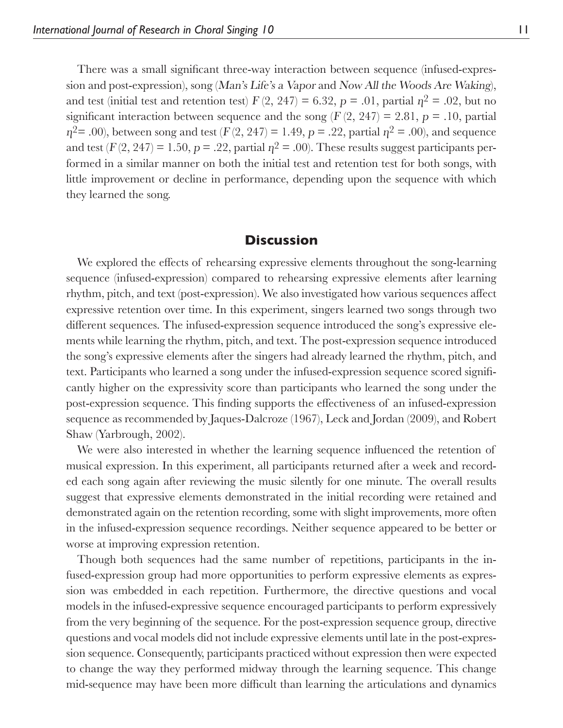There was a small significant three-way interaction between sequence (infused-expression and post-expression), song (*Man's Life's a Vapor* and *Now All the Woods Are Waking*), and test (initial test and retention test) $F$ (2, 247) = 6.32, $p$ = .01, partial $\eta^2$ = .02, but no significant interaction between sequence and the song ($F$ (2, 247) = 2.81, $p$ = .10, partial $\eta^2$= .00), between song and test ($F$ (2, 247) = 1.49, $p$ = .22, partial $\eta^2$ = .00), and sequence and test ($F$ (2, 247) = 1.50, $p$ = .22, partial $\eta^2$ = .00). These results suggest participants performed in a similar manner on both the initial test and retention test for both songs, with little improvement or decline in performance, depending upon the sequence with which they learned the song.

## Discussion

We explored the effects of rehearsing expressive elements throughout the song-learning sequence (infused-expression) compared to rehearsing expressive elements after learning rhythm, pitch, and text (post-expression). We also investigated how various sequences affect expressive retention over time. In this experiment, singers learned two songs through two different sequences. The infused-expression sequence introduced the song's expressive elements while learning the rhythm, pitch, and text. The post-expression sequence introduced the song's expressive elements after the singers had already learned the rhythm, pitch, and text. Participants who learned a song under the infused-expression sequence scored significantly higher on the expressivity score than participants who learned the song under the post-expression sequence. This finding supports the effectiveness of an infused-expression sequence as recommended by Jaques-Dalcroze (1967), Leck and Jordan (2009), and Robert Shaw (Yarbrough, 2002).

We were also interested in whether the learning sequence influenced the retention of musical expression. In this experiment, all participants returned after a week and recorded each song again after reviewing the music silently for one minute. The overall results suggest that expressive elements demonstrated in the initial recording were retained and demonstrated again on the retention recording, some with slight improvements, more often in the infused-expression sequence recordings. Neither sequence appeared to be better or worse at improving expression retention.

Though both sequences had the same number of repetitions, participants in the infused-expression group had more opportunities to perform expressive elements as expression was embedded in each repetition. Furthermore, the directive questions and vocal models in the infused-expressive sequence encouraged participants to perform expressively from the very beginning of the sequence. For the post-expression sequence group, directive questions and vocal models did not include expressive elements until late in the post-expression sequence. Consequently, participants practiced without expression then were expected to change the way they performed midway through the learning sequence. This change mid-sequence may have been more difficult than learning the articulations and dynamics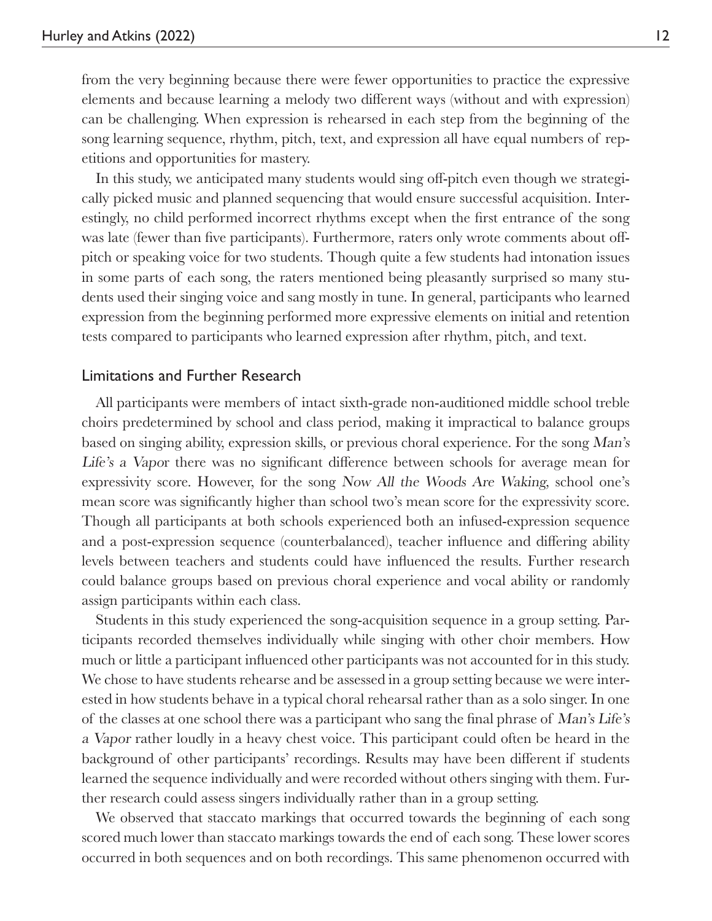from the very beginning because there were fewer opportunities to practice the expressive elements and because learning a melody two different ways (without and with expression) can be challenging. When expression is rehearsed in each step from the beginning of the song learning sequence, rhythm, pitch, text, and expression all have equal numbers of repetitions and opportunities for mastery.

In this study, we anticipated many students would sing off-pitch even though we strategically picked music and planned sequencing that would ensure successful acquisition. Interestingly, no child performed incorrect rhythms except when the first entrance of the song was late (fewer than five participants). Furthermore, raters only wrote comments about off-pitch or speaking voice for two students. Though quite a few students had intonation issues in some parts of each song, the raters mentioned being pleasantly surprised so many students used their singing voice and sang mostly in tune. In general, participants who learned expression from the beginning performed more expressive elements on initial and retention tests compared to participants who learned expression after rhythm, pitch, and text.

## Limitations and Further Research

All participants were members of intact sixth-grade non-auditioned middle school treble choirs predetermined by school and class period, making it impractical to balance groups based on singing ability, expression skills, or previous choral experience. For the song *Man's Life's a Vapor* there was no significant difference between schools for average mean for expressivity score. However, for the song *Now All the Woods Are Waking*, school one's mean score was significantly higher than school two's mean score for the expressivity score. Though all participants at both schools experienced both an infused-expression sequence and a post-expression sequence (counterbalanced), teacher influence and differing ability levels between teachers and students could have influenced the results. Further research could balance groups based on previous choral experience and vocal ability or randomly assign participants within each class.

Students in this study experienced the song-acquisition sequence in a group setting. Participants recorded themselves individually while singing with other choir members. How much or little a participant influenced other participants was not accounted for in this study. We chose to have students rehearse and be assessed in a group setting because we were interested in how students behave in a typical choral rehearsal rather than as a solo singer. In one of the classes at one school there was a participant who sang the final phrase of *Man's Life's a Vapor* rather loudly in a heavy chest voice. This participant could often be heard in the background of other participants' recordings. Results may have been different if students learned the sequence individually and were recorded without others singing with them. Further research could assess singers individually rather than in a group setting.

We observed that staccato markings that occurred towards the beginning of each song scored much lower than staccato markings towards the end of each song. These lower scores occurred in both sequences and on both recordings. This same phenomenon occurred with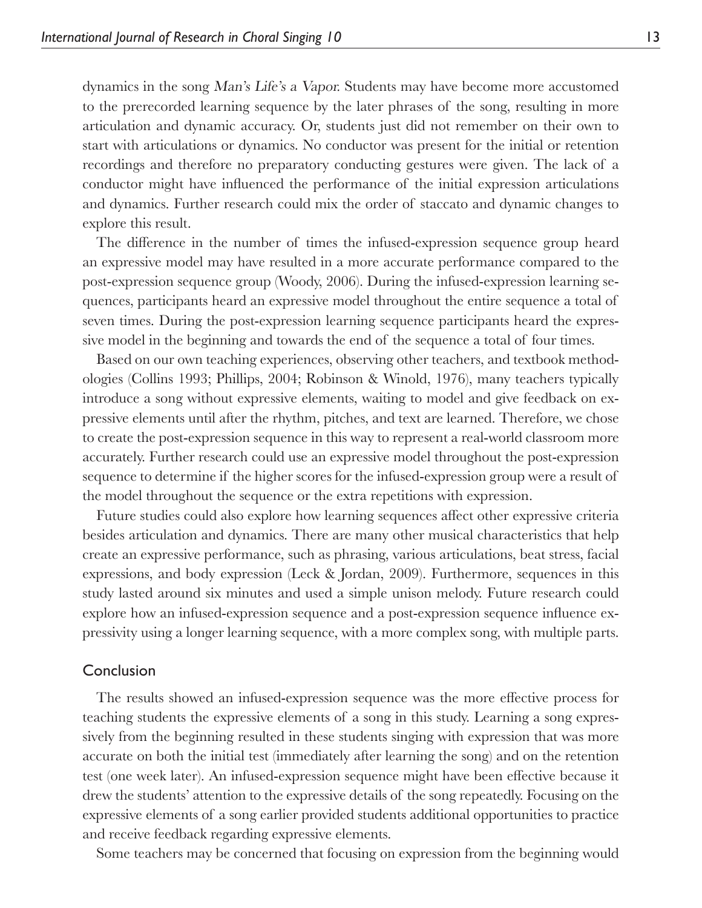dynamics in the song *Man's Life's a Vapor.* Students may have become more accustomed to the prerecorded learning sequence by the later phrases of the song, resulting in more articulation and dynamic accuracy. Or, students just did not remember on their own to start with articulations or dynamics. No conductor was present for the initial or retention recordings and therefore no preparatory conducting gestures were given. The lack of a conductor might have influenced the performance of the initial expression articulations and dynamics. Further research could mix the order of staccato and dynamic changes to explore this result.

The difference in the number of times the infused-expression sequence group heard an expressive model may have resulted in a more accurate performance compared to the post-expression sequence group (Woody, 2006). During the infused-expression learning sequences, participants heard an expressive model throughout the entire sequence a total of seven times. During the post-expression learning sequence participants heard the expressive model in the beginning and towards the end of the sequence a total of four times.

Based on our own teaching experiences, observing other teachers, and textbook methodologies (Collins 1993; Phillips, 2004; Robinson & Winold, 1976), many teachers typically introduce a song without expressive elements, waiting to model and give feedback on expressive elements until after the rhythm, pitches, and text are learned. Therefore, we chose to create the post-expression sequence in this way to represent a real-world classroom more accurately. Further research could use an expressive model throughout the post-expression sequence to determine if the higher scores for the infused-expression group were a result of the model throughout the sequence or the extra repetitions with expression.

Future studies could also explore how learning sequences affect other expressive criteria besides articulation and dynamics. There are many other musical characteristics that help create an expressive performance, such as phrasing, various articulations, beat stress, facial expressions, and body expression (Leck & Jordan, 2009). Furthermore, sequences in this study lasted around six minutes and used a simple unison melody. Future research could explore how an infused-expression sequence and a post-expression sequence influence expressivity using a longer learning sequence, with a more complex song, with multiple parts.

## Conclusion

The results showed an infused-expression sequence was the more effective process for teaching students the expressive elements of a song in this study. Learning a song expressively from the beginning resulted in these students singing with expression that was more accurate on both the initial test (immediately after learning the song) and on the retention test (one week later). An infused-expression sequence might have been effective because it drew the students' attention to the expressive details of the song repeatedly. Focusing on the expressive elements of a song earlier provided students additional opportunities to practice and receive feedback regarding expressive elements.

Some teachers may be concerned that focusing on expression from the beginning would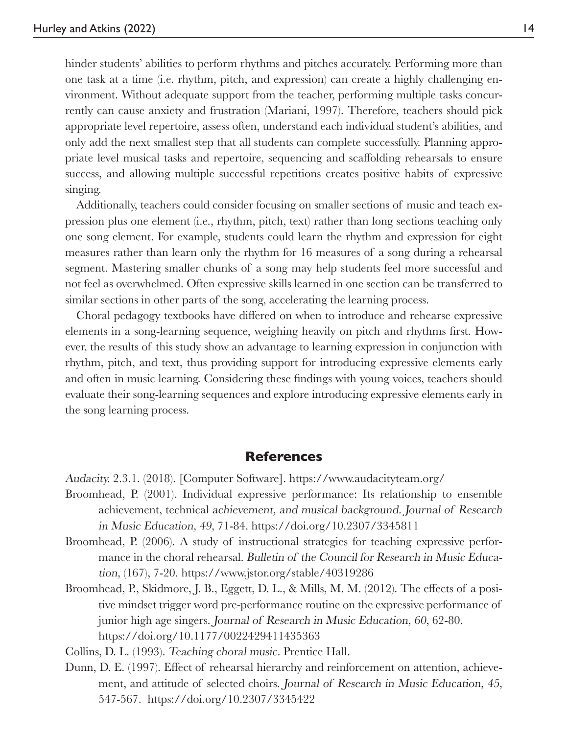hinder students' abilities to perform rhythms and pitches accurately. Performing more than one task at a time (i.e. rhythm, pitch, and expression) can create a highly challenging environment. Without adequate support from the teacher, performing multiple tasks concurrently can cause anxiety and frustration (Mariani, 1997). Therefore, teachers should pick appropriate level repertoire, assess often, understand each individual student's abilities, and only add the next smallest step that all students can complete successfully. Planning appropriate level musical tasks and repertoire, sequencing and scaffolding rehearsals to ensure success, and allowing multiple successful repetitions creates positive habits of expressive singing.

Additionally, teachers could consider focusing on smaller sections of music and teach expression plus one element (i.e., rhythm, pitch, text) rather than long sections teaching only one song element. For example, students could learn the rhythm and expression for eight measures rather than learn only the rhythm for 16 measures of a song during a rehearsal segment. Mastering smaller chunks of a song may help students feel more successful and not feel as overwhelmed. Often expressive skills learned in one section can be transferred to similar sections in other parts of the song, accelerating the learning process.

Choral pedagogy textbooks have differed on when to introduce and rehearse expressive elements in a song-learning sequence, weighing heavily on pitch and rhythms first. However, the results of this study show an advantage to learning expression in conjunction with rhythm, pitch, and text, thus providing support for introducing expressive elements early and often in music learning. Considering these findings with young voices, teachers should evaluate their song-learning sequences and explore introducing expressive elements early in the song learning process.

## References

*Audacity.* 2.3.1. (2018). [Computer Software]. https://www.audacityteam.org/

Broomhead, P. (2001). Individual expressive performance: Its relationship to ensemble achievement, technical achievement, and musical background. *Journal of Research in Music Education, 49*, 71-84. https://doi.org/10.2307/3345811

Broomhead, P. (2006). A study of instructional strategies for teaching expressive performance in the choral rehearsal. *Bulletin of the Council for Research in Music Education*, (167), 7-20. https://www.jstor.org/stable/40319286

Broomhead, P., Skidmore, J. B., Eggett, D. L., & Mills, M. M. (2012). The effects of a positive mindset trigger word pre-performance routine on the expressive performance of junior high age singers. *Journal of Research in Music Education, 60*, 62-80. https://doi.org/10.1177/0022429411435363

Collins, D. L. (1993). *Teaching choral music.* Prentice Hall.

Dunn, D. E. (1997). Effect of rehearsal hierarchy and reinforcement on attention, achievement, and attitude of selected choirs. *Journal of Research in Music Education, 45*, 547-567. https://doi.org/10.2307/3345422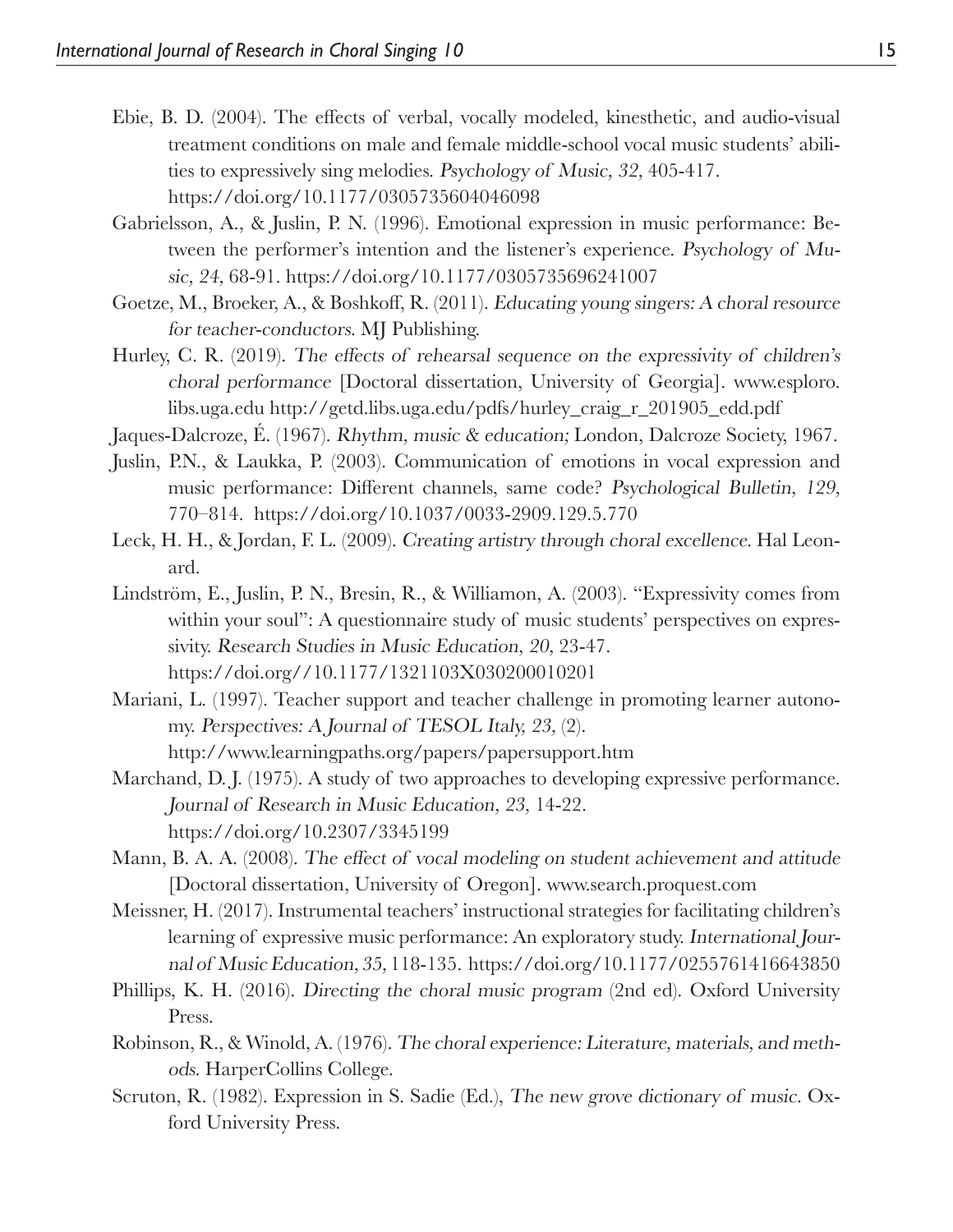Ebie, B. D. (2004). The effects of verbal, vocally modeled, kinesthetic, and audio-visual treatment conditions on male and female middle-school vocal music students' abilities to expressively sing melodies. *Psychology of Music, 32,* 405-417. https://doi.org/10.1177/0305735604046098

Gabrielsson, A., & Juslin, P. N. (1996). Emotional expression in music performance: Between the performer's intention and the listener's experience. *Psychology of Music, 24,* 68-91. https://doi.org/10.1177/0305735696241007

Goetze, M., Broeker, A., & Boshkoff, R. (2011). *Educating young singers: A choral resource for teacher-conductors.* MJ Publishing.

Hurley, C. R. (2019). *The effects of rehearsal sequence on the expressivity of children's choral performance* [Doctoral dissertation, University of Georgia]. www.esploro.libs.uga.edu http://getd.libs.uga.edu/pdfs/hurley_craig_r_201905_edd.pdf

Jaques-Dalcroze, É. (1967). *Rhythm, music & education;* London, Dalcroze Society, 1967.

Juslin, P.N., & Laukka, P. (2003). Communication of emotions in vocal expression and music performance: Different channels, same code? *Psychological Bulletin, 129,* 770–814. https://doi.org/10.1037/0033-2909.129.5.770

Leck, H. H., & Jordan, F. L. (2009). *Creating artistry through choral excellence.* Hal Leonard.

Lindström, E., Juslin, P. N., Bresin, R., & Williamon, A. (2003). "Expressivity comes from within your soul": A questionnaire study of music students' perspectives on expressivity. *Research Studies in Music Education, 20,* 23-47. https://doi.org//10.1177/1321103X030200010201

Mariani, L. (1997). Teacher support and teacher challenge in promoting learner autonomy. *Perspectives: A Journal of TESOL Italy, 23,* (2). http://www.learningpaths.org/papers/papersupport.htm

Marchand, D. J. (1975). A study of two approaches to developing expressive performance. *Journal of Research in Music Education, 23,* 14-22. https://doi.org/10.2307/3345199

Mann, B. A. A. (2008). *The effect of vocal modeling on student achievement and attitude* [Doctoral dissertation, University of Oregon]. www.search.proquest.com

Meissner, H. (2017). Instrumental teachers' instructional strategies for facilitating children's learning of expressive music performance: An exploratory study. *International Journal of Music Education, 35,* 118-135. https://doi.org/10.1177/0255761416643850

Phillips, K. H. (2016). *Directing the choral music program* (2nd ed). Oxford University Press.

Robinson, R., & Winold, A. (1976). *The choral experience: Literature, materials, and methods.* HarperCollins College.

Scruton, R. (1982). Expression in S. Sadie (Ed.), *The new grove dictionary of music.* Oxford University Press.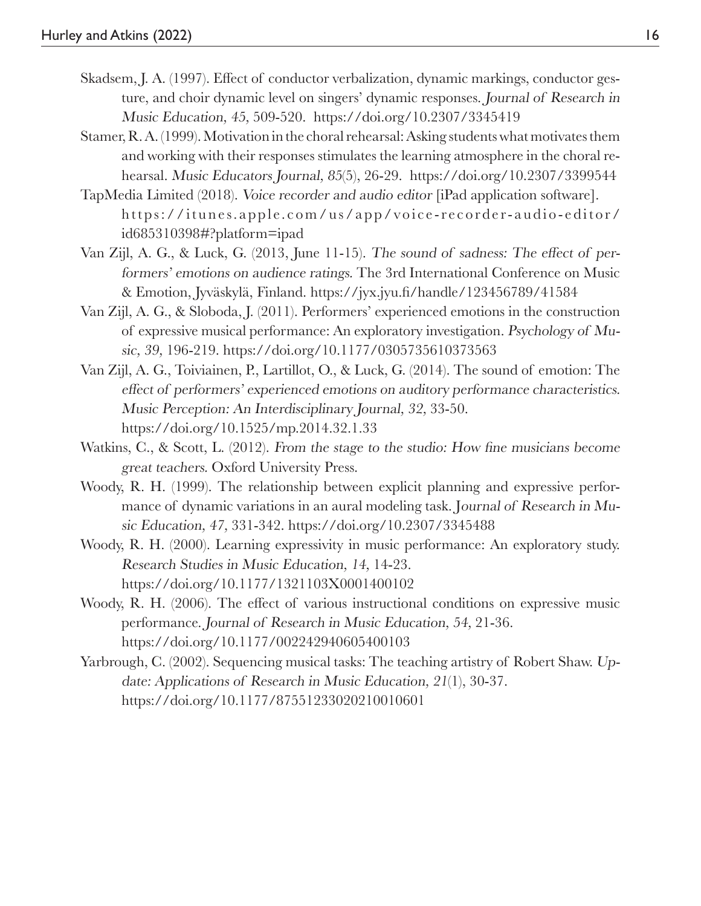Skadsem, J. A. (1997). Effect of conductor verbalization, dynamic markings, conductor gesture, and choir dynamic level on singers' dynamic responses. *Journal of Research in Music Education, 45,* 509-520. https://doi.org/10.2307/3345419

Stamer, R. A. (1999). Motivation in the choral rehearsal: Asking students what motivates them and working with their responses stimulates the learning atmosphere in the choral rehearsal. *Music Educators Journal, 85*(5), 26-29. https://doi.org/10.2307/3399544

TapMedia Limited (2018). *Voice recorder and audio editor* [iPad application software]. https://itunes.apple.com/us/app/voice-recorder-audio-editor/id685310398#?platform=ipad

Van Zijl, A. G., & Luck, G. (2013, June 11-15). *The sound of sadness: The effect of performers' emotions on audience ratings.* The 3rd International Conference on Music & Emotion, Jyväskylä, Finland. https://jyx.jyu.fi/handle/123456789/41584

Van Zijl, A. G., & Sloboda, J. (2011). Performers' experienced emotions in the construction of expressive musical performance: An exploratory investigation. *Psychology of Music, 39,* 196-219. https://doi.org/10.1177/0305735610373563

Van Zijl, A. G., Toiviainen, P., Lartillot, O., & Luck, G. (2014). The sound of emotion: The *effect of performers' experienced emotions on auditory performance characteristics. Music Perception: An Interdisciplinary Journal, 32,* 33-50. https://doi.org/10.1525/mp.2014.32.1.33

Watkins, C., & Scott, L. (2012). *From the stage to the studio: How fine musicians become great teachers.* Oxford University Press.

Woody, R. H. (1999). The relationship between explicit planning and expressive performance of dynamic variations in an aural modeling task. *Journal of Research in Music Education, 47,* 331-342. https://doi.org/10.2307/3345488

Woody, R. H. (2000). Learning expressivity in music performance: An exploratory study. *Research Studies in Music Education, 14,* 14-23. https://doi.org/10.1177/1321103X0001400102

Woody, R. H. (2006). The effect of various instructional conditions on expressive music performance. *Journal of Research in Music Education, 54,* 21-36. https://doi.org/10.1177/002242940605400103

Yarbrough, C. (2002). Sequencing musical tasks: The teaching artistry of Robert Shaw. *Update: Applications of Research in Music Education, 21*(1), 30-37. https://doi.org/10.1177/87551233020210010601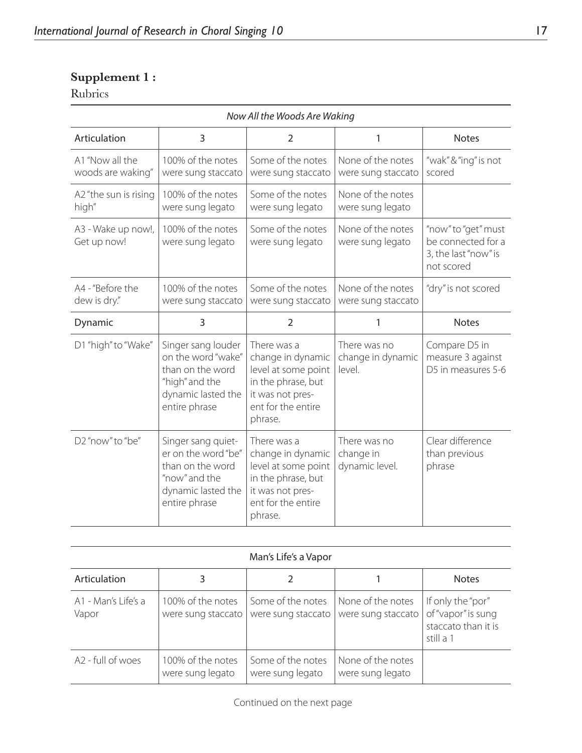**Supplement 1 :**

Rubrics

| *Now All the Woods Are Waking* | | | | |
|---|---|---|---|---|
| Articulation | 3 | 2 | 1 | Notes |
| A1 "Now all the woods are waking" | 100% of the notes were sung staccato | Some of the notes were sung staccato | None of the notes were sung staccato | "wak" & "ing" is not scored |
| A2 "the sun is rising high" | 100% of the notes were sung legato | Some of the notes were sung legato | None of the notes were sung legato | |
| A3 - Wake up now!, Get up now! | 100% of the notes were sung legato | Some of the notes were sung legato | None of the notes were sung legato | "now" to "get" must be connected for a 3, the last "now" is not scored |
| A4 - "Before the dew is dry." | 100% of the notes were sung staccato | Some of the notes were sung staccato | None of the notes were sung staccato | "dry" is not scored |
| Dynamic | 3 | 2 | 1 | Notes |
| D1 "high" to "Wake" | Singer sang louder on the word "wake" than on the word "high" and the dynamic lasted the entire phrase | There was a change in dynamic level at some point in the phrase, but it was not present for the entire phrase. | There was no change in dynamic level. | Compare D5 in measure 3 against D5 in measures 5-6 |
| D2 "now" to "be" | Singer sang quieter on the word "be" than on the word "now" and the dynamic lasted the entire phrase | There was a change in dynamic level at some point in the phrase, but it was not present for the entire phrase. | There was no change in dynamic level. | Clear difference than previous phrase |

| Man's Life's a Vapor | | | | |
|---|---|---|---|---|
| Articulation | 3 | 2 | 1 | Notes |
| A1 - Man's Life's a Vapor | 100% of the notes were sung staccato | Some of the notes were sung staccato | None of the notes were sung staccato | If only the "por" of "vapor" is sung staccato than it is still a 1 |
| A2 - full of woes | 100% of the notes were sung legato | Some of the notes were sung legato | None of the notes were sung legato | |

Continued on the next page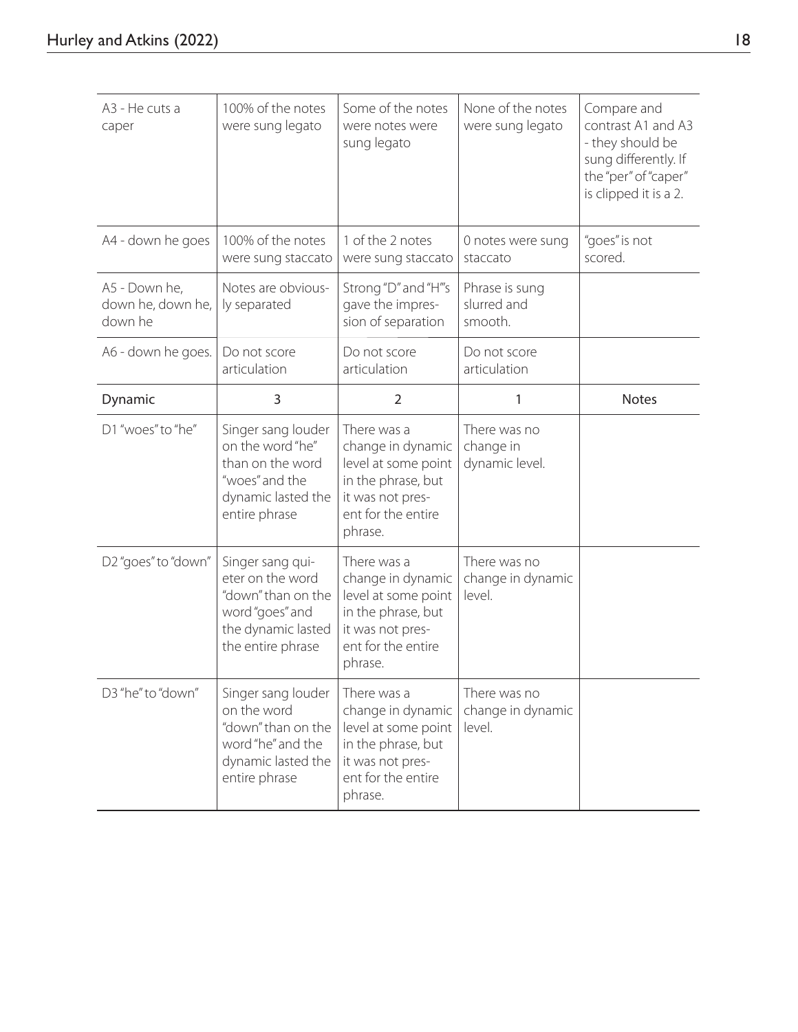| | | | | |
|---|---|---|---|---|
| A3 - He cuts a caper | 100% of the notes were sung legato | Some of the notes were notes were sung legato | None of the notes were sung legato | Compare and contrast A1 and A3 - they should be sung differently. If the "per" of "caper" is clipped it is a 2. |
| A4 - down he goes | 100% of the notes were sung staccato | 1 of the 2 notes were sung staccato | 0 notes were sung staccato | "goes" is not scored. |
| A5 - Down he, down he, down he, down he | Notes are obviously separated | Strong "D" and "H"'s gave the impression of separation | Phrase is sung slurred and smooth. | |
| A6 - down he goes. | Do not score articulation | Do not score articulation | Do not score articulation | |
| **Dynamic** | **3** | **2** | **1** | **Notes** |
| D1 "woes" to "he" | Singer sang louder on the word "he" than on the word "woes" and the dynamic lasted the entire phrase | There was a change in dynamic level at some point in the phrase, but it was not present for the entire phrase. | There was no change in dynamic level. | |
| D2 "goes" to "down" | Singer sang quieter on the word "down" than on the word "goes" and the dynamic lasted the entire phrase | There was a change in dynamic level at some point in the phrase, but it was not present for the entire phrase. | There was no change in dynamic level. | |
| D3 "he" to "down" | Singer sang louder on the word "down" than on the word "he" and the dynamic lasted the entire phrase | There was a change in dynamic level at some point in the phrase, but it was not present for the entire phrase. | There was no change in dynamic level. | |